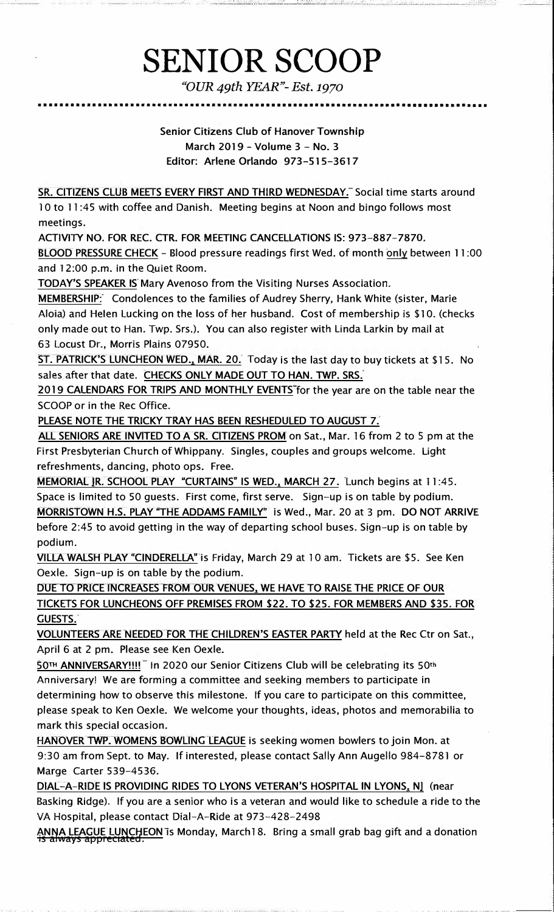# SENIOR SCOOP

*"OUR 49th YEAR"- Est. 1970*

**Senior Citizens Club of Hanover Township**
**March 2019 - Volume 3 - No. 3**
**Editor: Arlene Orlando 973-515-3617**

**SR. CITIZENS CLUB MEETS EVERY FIRST AND THIRD WEDNESDAY.** Social time starts around 10 to 11:45 with coffee and Danish. Meeting begins at Noon and bingo follows most meetings.

**ACTIVITY NO. FOR REC. CTR. FOR MEETING CANCELLATIONS IS: 973-887-7870.**

**BLOOD PRESSURE CHECK** - Blood pressure readings first Wed. of month only between 11:00 and 12:00 p.m. in the Quiet Room.

**TODAY'S SPEAKER IS** Mary Avenoso from the Visiting Nurses Association.

**MEMBERSHIP:** Condolences to the families of Audrey Sherry, Hank White (sister, Marie Aloia) and Helen Lucking on the loss of her husband. Cost of membership is $10. (checks only made out to Han. Twp. Srs.). You can also register with Linda Larkin by mail at 63 Locust Dr., Morris Plains 07950.

**ST. PATRICK'S LUNCHEON WED., MAR. 20.** Today is the last day to buy tickets at $15. No sales after that date. **CHECKS ONLY MADE OUT TO HAN. TWP. SRS.**

**2019 CALENDARS FOR TRIPS AND MONTHLY EVENTS** for the year are on the table near the SCOOP or in the Rec Office.

**PLEASE NOTE THE TRICKY TRAY HAS BEEN RESHEDULED TO AUGUST 7.**

**ALL SENIORS ARE INVITED TO A SR. CITIZENS PROM** on Sat., Mar. 16 from 2 to 5 pm at the First Presbyterian Church of Whippany. Singles, couples and groups welcome. Light refreshments, dancing, photo ops. Free.

**MEMORIAL JR. SCHOOL PLAY "CURTAINS" IS WED., MARCH 27.** Lunch begins at 11:45. Space is limited to 50 guests. First come, first serve. Sign-up is on table by podium.

**MORRISTOWN H.S. PLAY "THE ADDAMS FAMILY"** is Wed., Mar. 20 at 3 pm. **DO NOT ARRIVE** before 2:45 to avoid getting in the way of departing school buses. Sign-up is on table by podium.

**VILLA WALSH PLAY "CINDERELLA"** is Friday, March 29 at 10 am. Tickets are $5. See Ken Oexle. Sign-up is on table by the podium.

**DUE TO PRICE INCREASES FROM OUR VENUES, WE HAVE TO RAISE THE PRICE OF OUR TICKETS FOR LUNCHEONS OFF PREMISES FROM $22. TO $25. FOR MEMBERS AND $35. FOR GUESTS.**

**VOLUNTEERS ARE NEEDED FOR THE CHILDREN'S EASTER PARTY** held at the Rec Ctr on Sat., April 6 at 2 pm. Please see Ken Oexle.

**50TH ANNIVERSARY!!!!** In 2020 our Senior Citizens Club will be celebrating its 50th Anniversary! We are forming a committee and seeking members to participate in determining how to observe this milestone. If you care to participate on this committee, please speak to Ken Oexle. We welcome your thoughts, ideas, photos and memorabilia to mark this special occasion.

**HANOVER TWP. WOMENS BOWLING LEAGUE** is seeking women bowlers to join Mon. at 9:30 am from Sept. to May. If interested, please contact Sally Ann Augello 984-8781 or Marge Carter 539-4536.

**DIAL-A-RIDE IS PROVIDING RIDES TO LYONS VETERAN'S HOSPITAL IN LYONS, NJ** (near Basking Ridge). If you are a senior who is a veteran and would like to schedule a ride to the VA Hospital, please contact Dial-A-Ride at 973-428-2498

**ANNA LEAGUE LUNCHEON** is Monday, March18. Bring a small grab bag gift and a donation is always appreciated.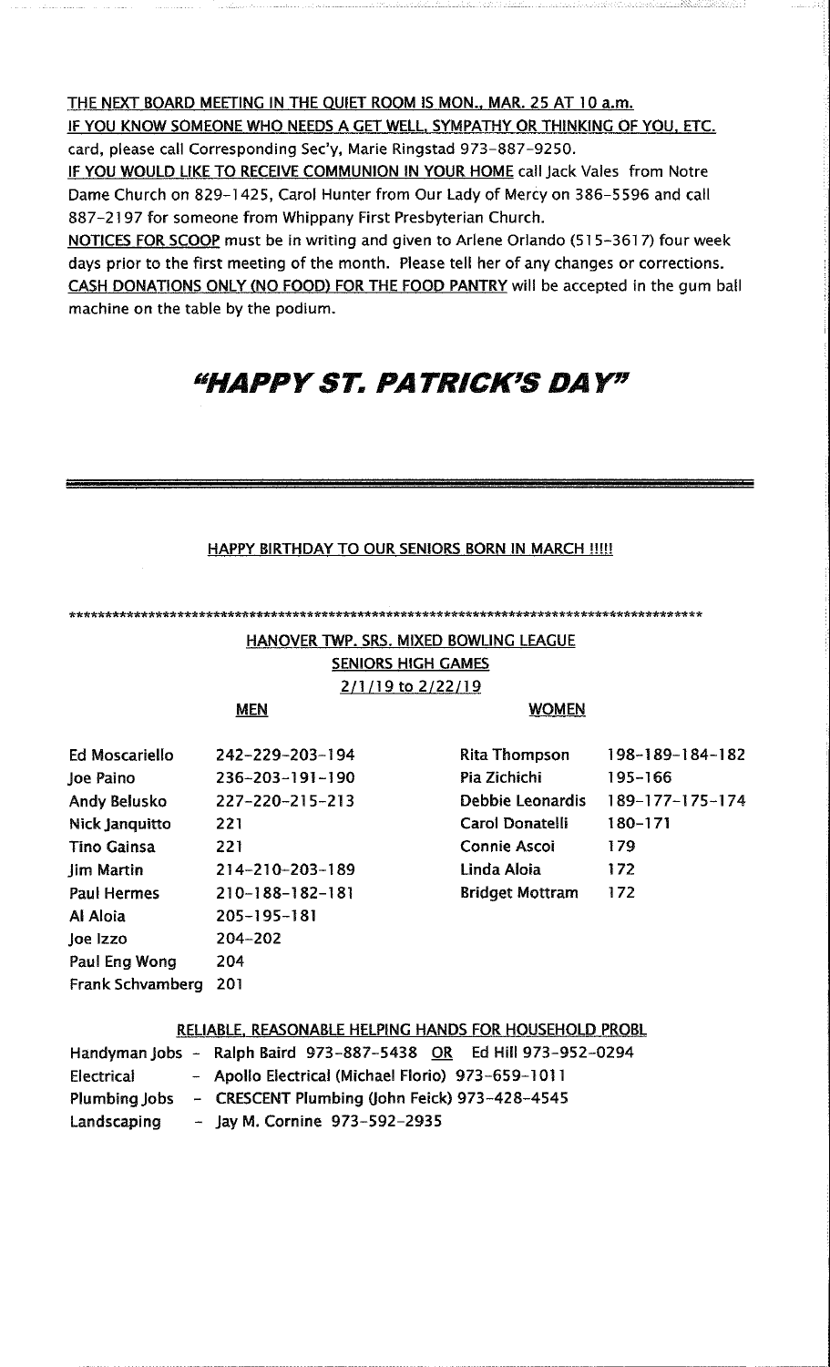<u>THE NEXT BOARD MEETING IN THE QUIET ROOM IS MON., MAR. 25 AT 10 a.m.</u>

<u>IF YOU KNOW SOMEONE WHO NEEDS A GET WELL, SYMPATHY OR THINKING OF YOU, ETC.</u> card, please call Corresponding Sec'y, Marie Ringstad 973-887-9250.

<u>IF YOU WOULD LIKE TO RECEIVE COMMUNION IN YOUR HOME</u> call Jack Vales from Notre Dame Church on 829-1425, Carol Hunter from Our Lady of Mercy on 386-5596 and call 887-2197 for someone from Whippany First Presbyterian Church.

<u>NOTICES FOR SCOOP</u> must be in writing and given to Arlene Orlando (515-3617) four week days prior to the first meeting of the month. Please tell her of any changes or corrections.

<u>CASH DONATIONS ONLY (NO FOOD) FOR THE FOOD PANTRY</u> will be accepted in the gum ball machine on the table by the podium.

# ***"HAPPY ST. PATRICK'S DAY"***

---

<u>HAPPY BIRTHDAY TO OUR SENIORS BORN IN MARCH !!!!!</u>

*************************************************************************************

## HANOVER TWP. SRS. MIXED BOWLING LEAGUE
### SENIORS HIGH GAMES
### 2/1/19 to 2/22/19

| MEN | | WOMEN | |
|---|---|---|---|
| Ed Moscariello | 242-229-203-194 | Rita Thompson | 198-189-184-182 |
| Joe Paino | 236-203-191-190 | Pia Zichichi | 195-166 |
| Andy Belusko | 227-220-215-213 | Debbie Leonardis | 189-177-175-174 |
| Nick Janquitto | 221 | Carol Donatelli | 180-171 |
| Tino Gainsa | 221 | Connie Ascoi | 179 |
| Jim Martin | 214-210-203-189 | Linda Aloia | 172 |
| Paul Hermes | 210-188-182-181 | Bridget Mottram | 172 |
| Al Aloia | 205-195-181 | | |
| Joe Izzo | 204-202 | | |
| Paul Eng Wong | 204 | | |
| Frank Schvamberg | 201 | | |

<u>RELIABLE, REASONABLE HELPING HANDS FOR HOUSEHOLD PROBL</u>

| | |
|---|---|
| Handyman Jobs | - Ralph Baird 973-887-5438 <u>OR</u> Ed Hill 973-952-0294 |
| Electrical | - Apollo Electrical (Michael Florio) 973-659-1011 |
| Plumbing Jobs | - CRESCENT Plumbing (John Feick) 973-428-4545 |
| Landscaping | - Jay M. Cornine 973-592-2935 |